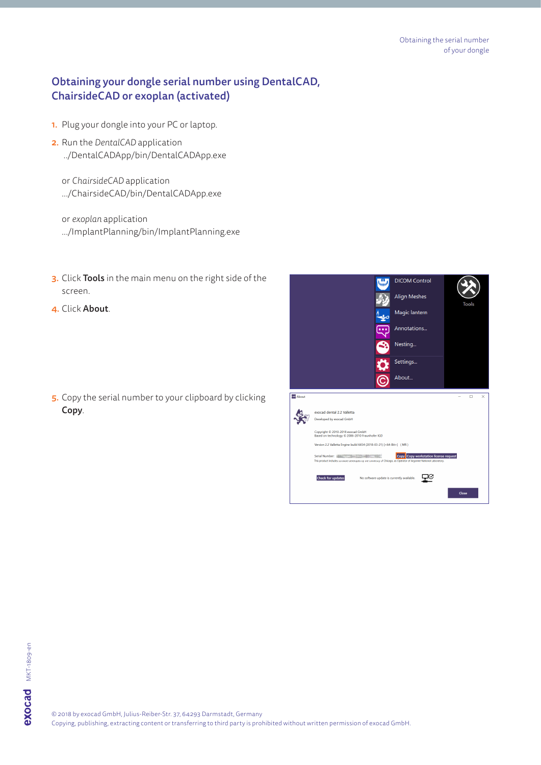## Obtaining your dongle serial number using DentalCAD, ChairsideCAD or exoplan (activated)

1. Plug your dongle into your PC or laptop.
2. Run the *DentalCAD* application
   ../DentalCADApp/bin/DentalCADApp.exe

   or *ChairsideCAD* application
   .../ChairsideCAD/bin/DentalCADApp.exe

   or *exoplan* application
   .../ImplantPlanning/bin/ImplantPlanning.exe

3. Click **Tools** in the main menu on the right side of the screen.
4. Click **About**.
5. Copy the serial number to your clipboard by clicking **Copy**.

© 2018 by exocad GmbH, Julius-Reiber-Str. 37, 64293 Darmstadt, Germany
Copying, publishing, extracting content or transferring to third party is prohibited without written permission of exocad GmbH.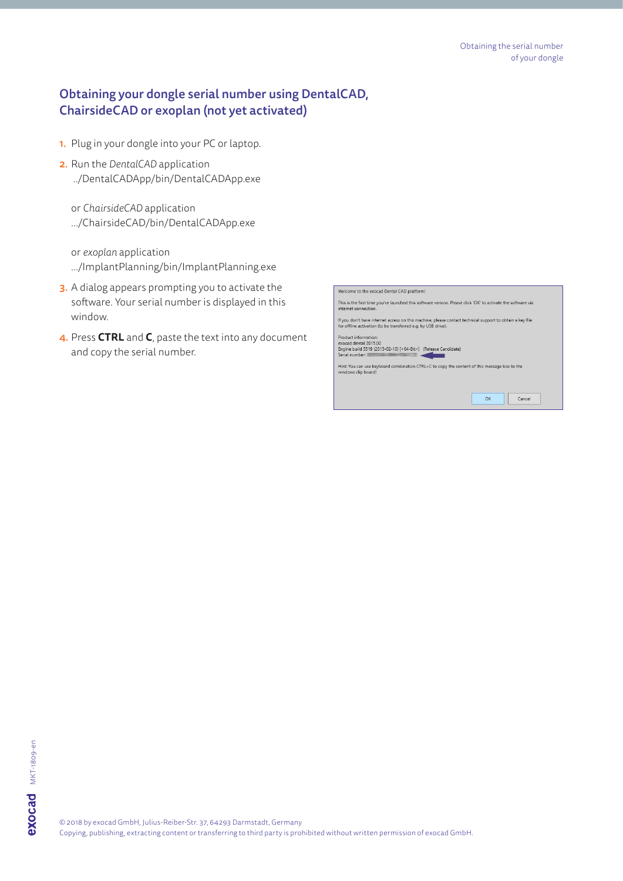## Obtaining your dongle serial number using DentalCAD, ChairsideCAD or exoplan (not yet activated)

1. Plug in your dongle into your PC or laptop.
2. Run the *DentalCAD* application
   ../DentalCADApp/bin/DentalCADApp.exe

   or *ChairsideCAD* application
   .../ChairsideCAD/bin/DentalCADApp.exe

   or *exoplan* application
   .../ImplantPlanning/bin/ImplantPlanning.exe
3. A dialog appears prompting you to activate the software. Your serial number is displayed in this window.
4. Press **CTRL** and **C**, paste the text into any document and copy the serial number.